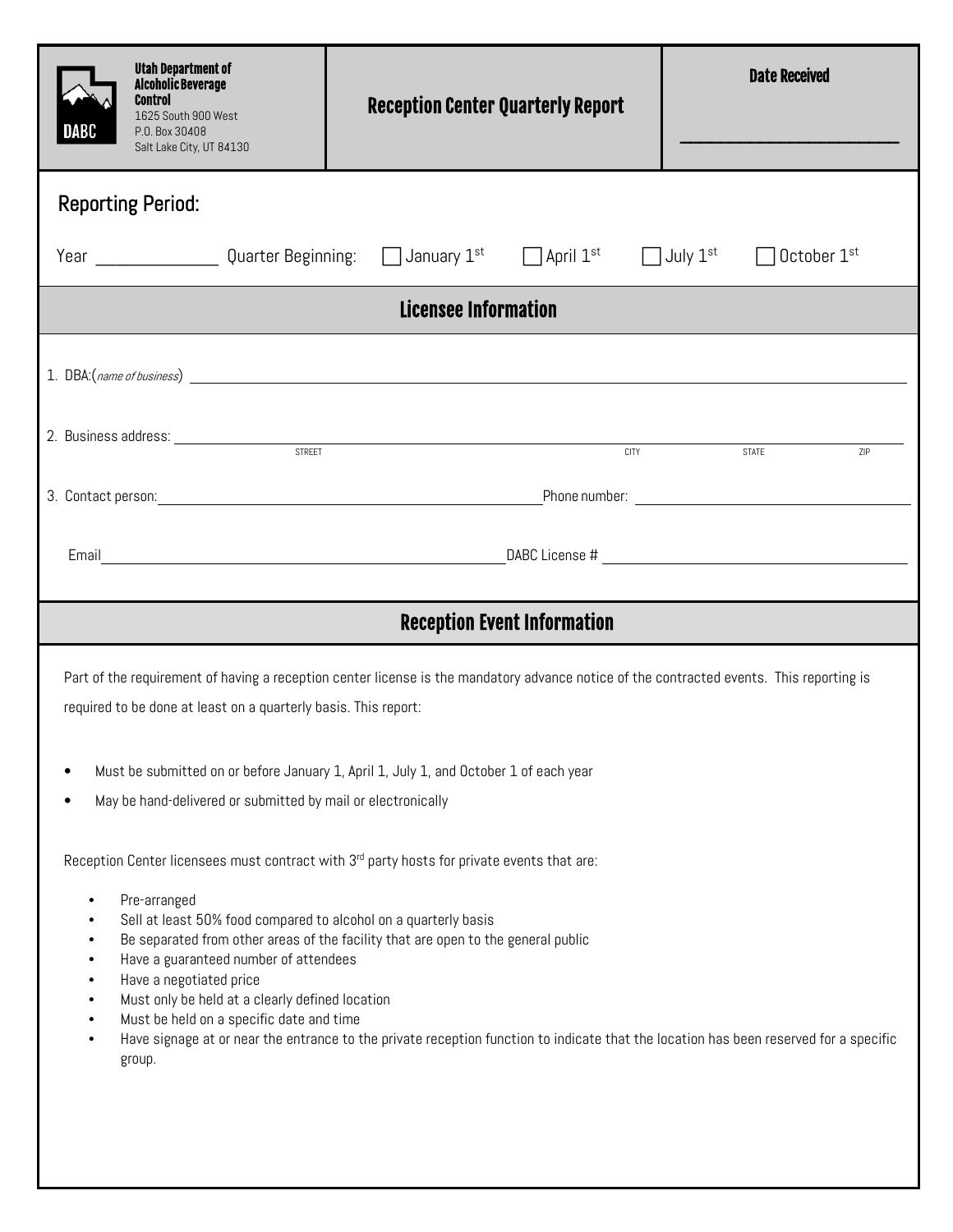**Utah Department of Alcoholic Beverage Control**
1625 South 900 West
P.O. Box 30408
Salt Lake City, UT 84130

# Reception Center Quarterly Report

**Date Received** ____________________

## Reporting Period:

Year ____________ Quarter Beginning: ☐ January 1st ☐ April 1st ☐ July 1st ☐ October 1st

## Licensee Information

1. DBA:(*name of business*) ____________________________________________

2. Business address: ____________________________________________
   STREET CITY STATE ZIP

3. Contact person: ______________________ Phone number: ______________________

   Email ______________________ DABC License # ______________________

## Reception Event Information

Part of the requirement of having a reception center license is the mandatory advance notice of the contracted events. This reporting is required to be done at least on a quarterly basis. This report:

- Must be submitted on or before January 1, April 1, July 1, and October 1 of each year
- May be hand-delivered or submitted by mail or electronically

Reception Center licensees must contract with 3rd party hosts for private events that are:

- Pre-arranged
- Sell at least 50% food compared to alcohol on a quarterly basis
- Be separated from other areas of the facility that are open to the general public
- Have a guaranteed number of attendees
- Have a negotiated price
- Must only be held at a clearly defined location
- Must be held on a specific date and time
- Have signage at or near the entrance to the private reception function to indicate that the location has been reserved for a specific group.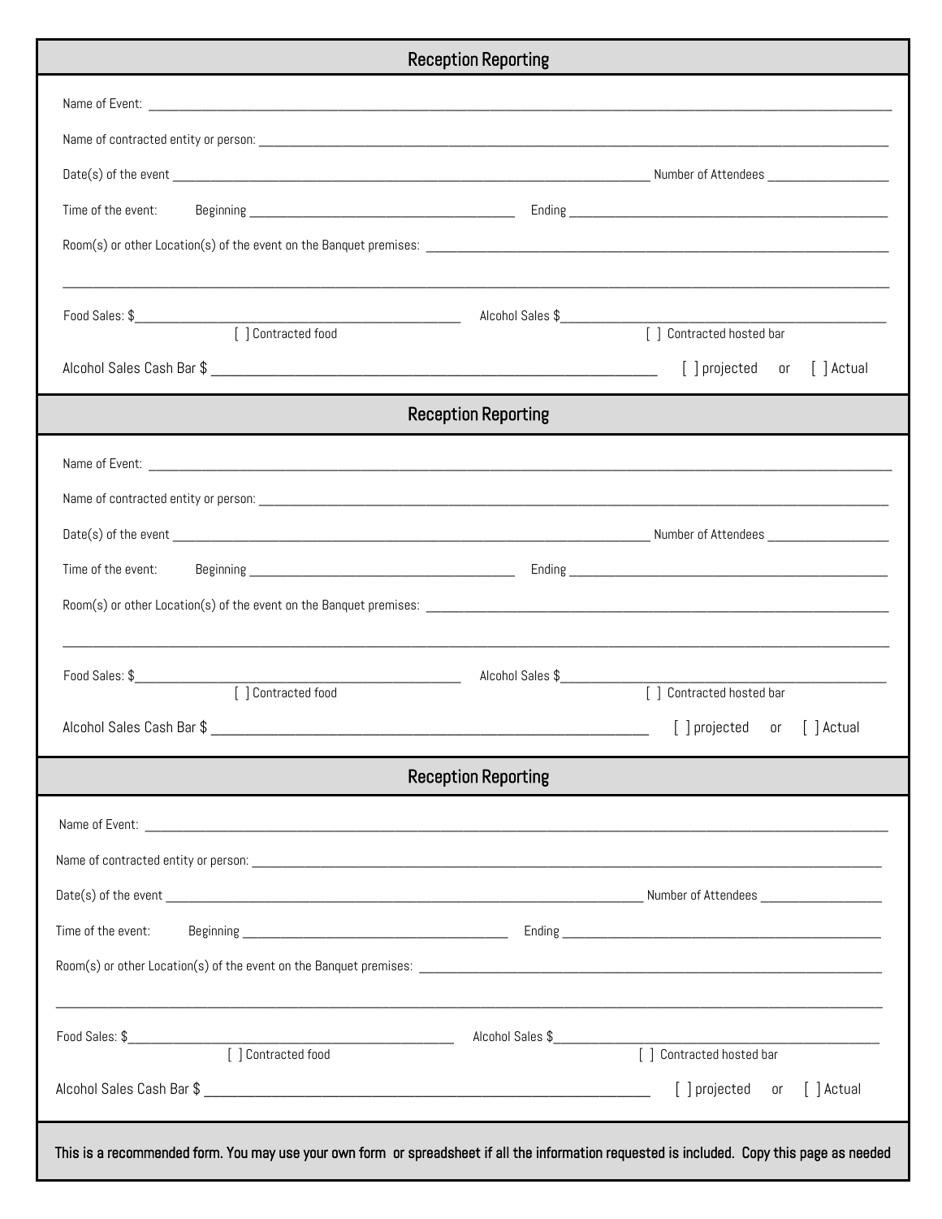## Reception Reporting

Name of Event: ____________________________________________________________

Name of contracted entity or person: ____________________________________________________________

Date(s) of the event ______________________________________ Number of Attendees ______________

Time of the event: Beginning ______________________________ Ending ______________________________

Room(s) or other Location(s) of the event on the Banquet premises: ____________________________________________

____________________________________________________________________________________________

Food Sales: $______________________________ Alcohol Sales $______________________________

[ ] Contracted food [ ] Contracted hosted bar

Alcohol Sales Cash Bar $ ______________________________________ [ ] projected or [ ] Actual

## Reception Reporting

Name of Event: ____________________________________________________________

Name of contracted entity or person: ____________________________________________________________

Date(s) of the event ______________________________________ Number of Attendees ______________

Time of the event: Beginning ______________________________ Ending ______________________________

Room(s) or other Location(s) of the event on the Banquet premises: ____________________________________________

____________________________________________________________________________________________

Food Sales: $______________________________ Alcohol Sales $______________________________

[ ] Contracted food [ ] Contracted hosted bar

Alcohol Sales Cash Bar $ ______________________________________ [ ] projected or [ ] Actual

## Reception Reporting

Name of Event: ____________________________________________________________

Name of contracted entity or person: ____________________________________________________________

Date(s) of the event ______________________________________ Number of Attendees ______________

Time of the event: Beginning ______________________________ Ending ______________________________

Room(s) or other Location(s) of the event on the Banquet premises: ____________________________________________

____________________________________________________________________________________________

Food Sales: $______________________________ Alcohol Sales $______________________________

[ ] Contracted food [ ] Contracted hosted bar

Alcohol Sales Cash Bar $ ______________________________________ [ ] projected or [ ] Actual

**This is a recommended form. You may use your own form or spreadsheet if all the information requested is included. Copy this page as needed**